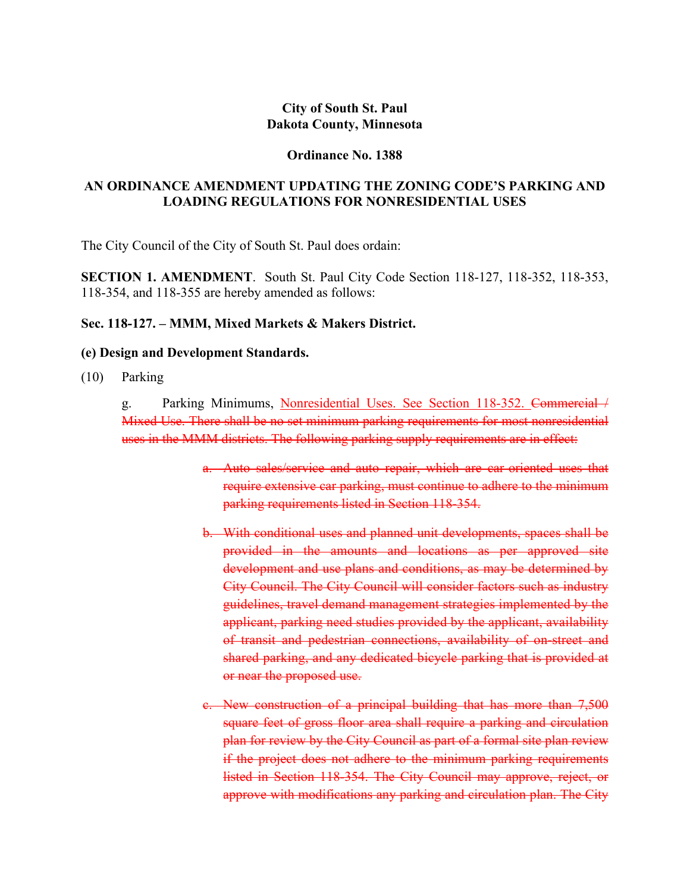**City of South St. Paul**
**Dakota County, Minnesota**

**Ordinance No. 1388**

## AN ORDINANCE AMENDMENT UPDATING THE ZONING CODE'S PARKING AND LOADING REGULATIONS FOR NONRESIDENTIAL USES

The City Council of the City of South St. Paul does ordain:

**SECTION 1. AMENDMENT**. South St. Paul City Code Section 118-127, 118-352, 118-353, 118-354, and 118-355 are hereby amended as follows:

**Sec. 118-127. – MMM, Mixed Markets & Makers District.**

**(e) Design and Development Standards.**

(10) Parking

g. Parking Minimums, <u>Nonresidential Uses. See Section 118-352.</u> ~~Commercial / Mixed Use. There shall be no set minimum parking requirements for most nonresidential uses in the MMM districts. The following parking supply requirements are in effect:~~

> ~~a. Auto sales/service and auto repair, which are car oriented uses that require extensive car parking, must continue to adhere to the minimum parking requirements listed in Section 118-354.~~
>
> ~~b. With conditional uses and planned unit developments, spaces shall be provided in the amounts and locations as per approved site development and use plans and conditions, as may be determined by City Council. The City Council will consider factors such as industry guidelines, travel demand management strategies implemented by the applicant, parking need studies provided by the applicant, availability of transit and pedestrian connections, availability of on-street and shared parking, and any dedicated bicycle parking that is provided at or near the proposed use.~~
>
> ~~c. New construction of a principal building that has more than 7,500 square feet of gross floor area shall require a parking and circulation plan for review by the City Council as part of a formal site plan review if the project does not adhere to the minimum parking requirements listed in Section 118-354. The City Council may approve, reject, or approve with modifications any parking and circulation plan. The City~~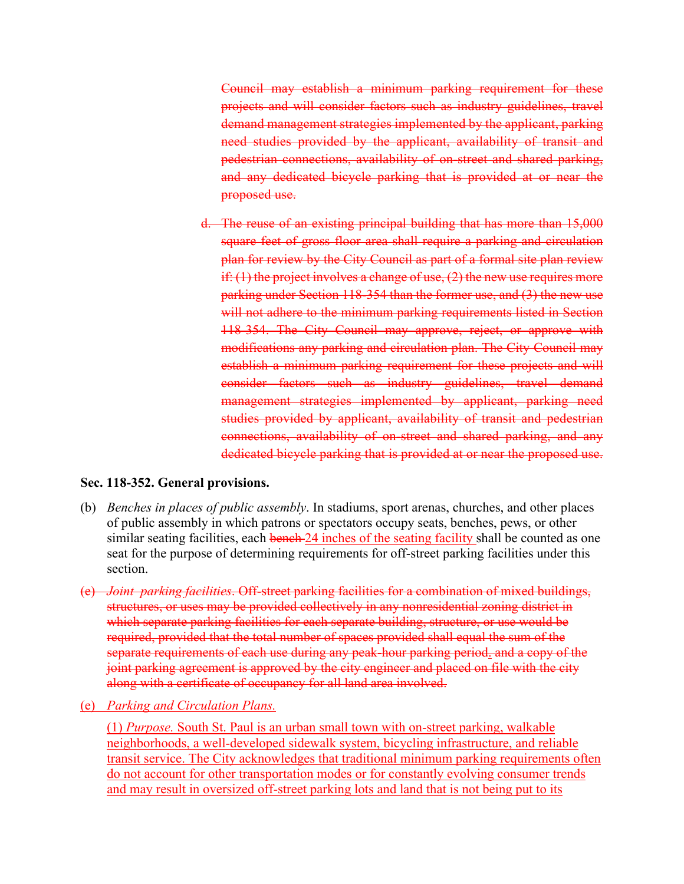~~Council may establish a minimum parking requirement for these projects and will consider factors such as industry guidelines, travel demand management strategies implemented by the applicant, parking need studies provided by the applicant, availability of transit and pedestrian connections, availability of on-street and shared parking, and any dedicated bicycle parking that is provided at or near the proposed use.~~

~~d. The reuse of an existing principal building that has more than 15,000 square feet of gross floor area shall require a parking and circulation plan for review by the City Council as part of a formal site plan review if: (1) the project involves a change of use, (2) the new use requires more parking under Section 118-354 than the former use, and (3) the new use will not adhere to the minimum parking requirements listed in Section 118-354. The City Council may approve, reject, or approve with modifications any parking and circulation plan. The City Council may establish a minimum parking requirement for these projects and will consider factors such as industry guidelines, travel demand management strategies implemented by applicant, parking need studies provided by applicant, availability of transit and pedestrian connections, availability of on-street and shared parking, and any dedicated bicycle parking that is provided at or near the proposed use.~~

**Sec. 118-352. General provisions.**

(b) *Benches in places of public assembly*. In stadiums, sport arenas, churches, and other places of public assembly in which patrons or spectators occupy seats, benches, pews, or other similar seating facilities, each ~~bench~~ 24 inches of the seating facility shall be counted as one seat for the purpose of determining requirements for off-street parking facilities under this section.

~~(e) *Joint parking facilities*. Off-street parking facilities for a combination of mixed buildings, structures, or uses may be provided collectively in any nonresidential zoning district in which separate parking facilities for each separate building, structure, or use would be required, provided that the total number of spaces provided shall equal the sum of the separate requirements of each use during any peak-hour parking period. and a copy of the joint parking agreement is approved by the city engineer and placed on file with the city along with a certificate of occupancy for all land area involved.~~

(e) *Parking and Circulation Plans.*

(1) *Purpose.* South St. Paul is an urban small town with on-street parking, walkable neighborhoods, a well-developed sidewalk system, bicycling infrastructure, and reliable transit service. The City acknowledges that traditional minimum parking requirements often do not account for other transportation modes or for constantly evolving consumer trends and may result in oversized off-street parking lots and land that is not being put to its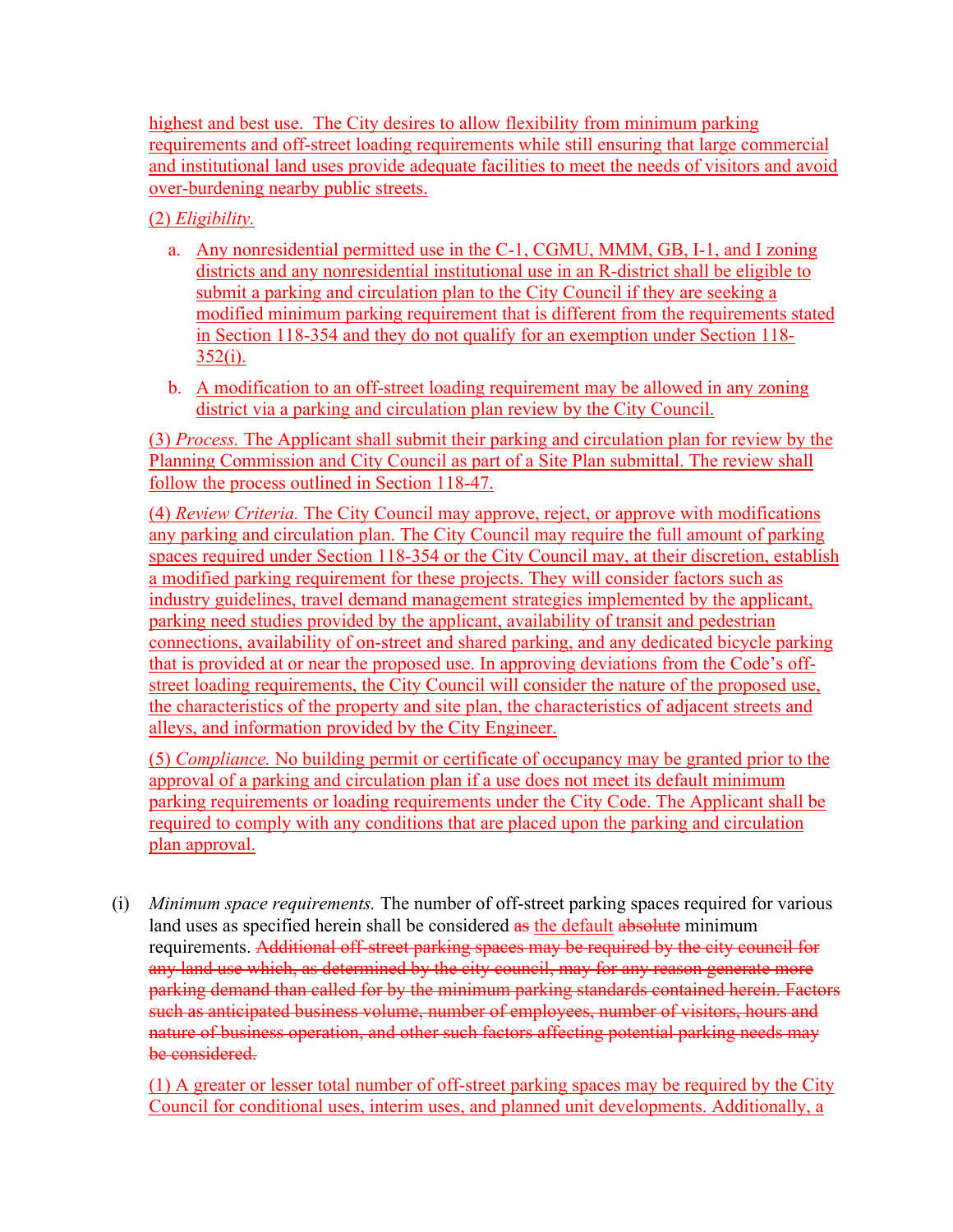highest and best use. The City desires to allow flexibility from minimum parking requirements and off-street loading requirements while still ensuring that large commercial and institutional land uses provide adequate facilities to meet the needs of visitors and avoid over-burdening nearby public streets.

(2) *Eligibility.*

a. Any nonresidential permitted use in the C-1, CGMU, MMM, GB, I-1, and I zoning districts and any nonresidential institutional use in an R-district shall be eligible to submit a parking and circulation plan to the City Council if they are seeking a modified minimum parking requirement that is different from the requirements stated in Section 118-354 and they do not qualify for an exemption under Section 118-352(i).

b. A modification to an off-street loading requirement may be allowed in any zoning district via a parking and circulation plan review by the City Council.

(3) *Process.* The Applicant shall submit their parking and circulation plan for review by the Planning Commission and City Council as part of a Site Plan submittal. The review shall follow the process outlined in Section 118-47.

(4) *Review Criteria.* The City Council may approve, reject, or approve with modifications any parking and circulation plan. The City Council may require the full amount of parking spaces required under Section 118-354 or the City Council may, at their discretion, establish a modified parking requirement for these projects. They will consider factors such as industry guidelines, travel demand management strategies implemented by the applicant, parking need studies provided by the applicant, availability of transit and pedestrian connections, availability of on-street and shared parking, and any dedicated bicycle parking that is provided at or near the proposed use. In approving deviations from the Code's off-street loading requirements, the City Council will consider the nature of the proposed use, the characteristics of the property and site plan, the characteristics of adjacent streets and alleys, and information provided by the City Engineer.

(5) *Compliance.* No building permit or certificate of occupancy may be granted prior to the approval of a parking and circulation plan if a use does not meet its default minimum parking requirements or loading requirements under the City Code. The Applicant shall be required to comply with any conditions that are placed upon the parking and circulation plan approval.

(i) *Minimum space requirements.* The number of off-street parking spaces required for various land uses as specified herein shall be considered ~~as~~ the default ~~absolute~~ minimum requirements. ~~Additional off-street parking spaces may be required by the city council for any land use which, as determined by the city council, may for any reason generate more parking demand than called for by the minimum parking standards contained herein. Factors such as anticipated business volume, number of employees, number of visitors, hours and nature of business operation, and other such factors affecting potential parking needs may be considered.~~

(1) A greater or lesser total number of off-street parking spaces may be required by the City Council for conditional uses, interim uses, and planned unit developments. Additionally, a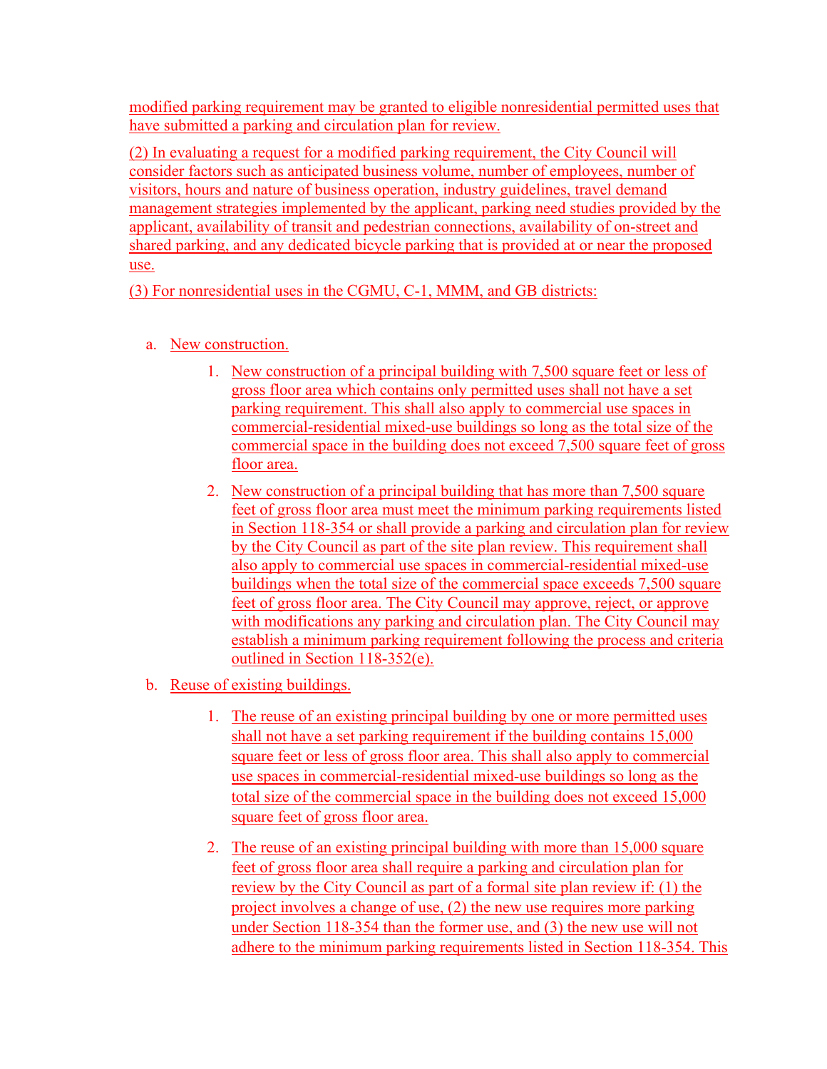modified parking requirement may be granted to eligible nonresidential permitted uses that have submitted a parking and circulation plan for review.

(2) In evaluating a request for a modified parking requirement, the City Council will consider factors such as anticipated business volume, number of employees, number of visitors, hours and nature of business operation, industry guidelines, travel demand management strategies implemented by the applicant, parking need studies provided by the applicant, availability of transit and pedestrian connections, availability of on-street and shared parking, and any dedicated bicycle parking that is provided at or near the proposed use.

(3) For nonresidential uses in the CGMU, C-1, MMM, and GB districts:

a. New construction.

   1. New construction of a principal building with 7,500 square feet or less of gross floor area which contains only permitted uses shall not have a set parking requirement. This shall also apply to commercial use spaces in commercial-residential mixed-use buildings so long as the total size of the commercial space in the building does not exceed 7,500 square feet of gross floor area.

   2. New construction of a principal building that has more than 7,500 square feet of gross floor area must meet the minimum parking requirements listed in Section 118-354 or shall provide a parking and circulation plan for review by the City Council as part of the site plan review. This requirement shall also apply to commercial use spaces in commercial-residential mixed-use buildings when the total size of the commercial space exceeds 7,500 square feet of gross floor area. The City Council may approve, reject, or approve with modifications any parking and circulation plan. The City Council may establish a minimum parking requirement following the process and criteria outlined in Section 118-352(e).

b. Reuse of existing buildings.

   1. The reuse of an existing principal building by one or more permitted uses shall not have a set parking requirement if the building contains 15,000 square feet or less of gross floor area. This shall also apply to commercial use spaces in commercial-residential mixed-use buildings so long as the total size of the commercial space in the building does not exceed 15,000 square feet of gross floor area.

   2. The reuse of an existing principal building with more than 15,000 square feet of gross floor area shall require a parking and circulation plan for review by the City Council as part of a formal site plan review if: (1) the project involves a change of use, (2) the new use requires more parking under Section 118-354 than the former use, and (3) the new use will not adhere to the minimum parking requirements listed in Section 118-354. This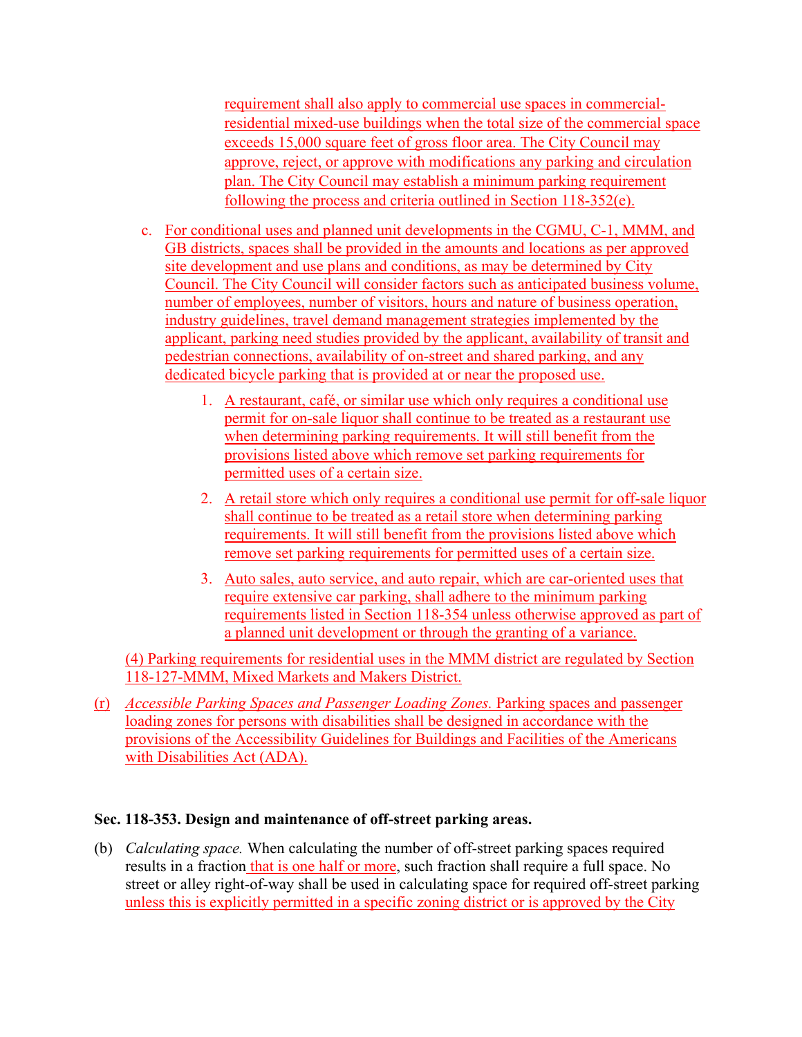requirement shall also apply to commercial use spaces in commercial-residential mixed-use buildings when the total size of the commercial space exceeds 15,000 square feet of gross floor area. The City Council may approve, reject, or approve with modifications any parking and circulation plan. The City Council may establish a minimum parking requirement following the process and criteria outlined in Section 118-352(e).

c. For conditional uses and planned unit developments in the CGMU, C-1, MMM, and GB districts, spaces shall be provided in the amounts and locations as per approved site development and use plans and conditions, as may be determined by City Council. The City Council will consider factors such as anticipated business volume, number of employees, number of visitors, hours and nature of business operation, industry guidelines, travel demand management strategies implemented by the applicant, parking need studies provided by the applicant, availability of transit and pedestrian connections, availability of on-street and shared parking, and any dedicated bicycle parking that is provided at or near the proposed use.

   1. A restaurant, café, or similar use which only requires a conditional use permit for on-sale liquor shall continue to be treated as a restaurant use when determining parking requirements. It will still benefit from the provisions listed above which remove set parking requirements for permitted uses of a certain size.
   2. A retail store which only requires a conditional use permit for off-sale liquor shall continue to be treated as a retail store when determining parking requirements. It will still benefit from the provisions listed above which remove set parking requirements for permitted uses of a certain size.
   3. Auto sales, auto service, and auto repair, which are car-oriented uses that require extensive car parking, shall adhere to the minimum parking requirements listed in Section 118-354 unless otherwise approved as part of a planned unit development or through the granting of a variance.

(4) Parking requirements for residential uses in the MMM district are regulated by Section 118-127-MMM, Mixed Markets and Makers District.

(r) *Accessible Parking Spaces and Passenger Loading Zones.* Parking spaces and passenger loading zones for persons with disabilities shall be designed in accordance with the provisions of the Accessibility Guidelines for Buildings and Facilities of the Americans with Disabilities Act (ADA).

**Sec. 118-353. Design and maintenance of off-street parking areas.**

(b) *Calculating space.* When calculating the number of off-street parking spaces required results in a fraction that is one half or more, such fraction shall require a full space. No street or alley right-of-way shall be used in calculating space for required off-street parking unless this is explicitly permitted in a specific zoning district or is approved by the City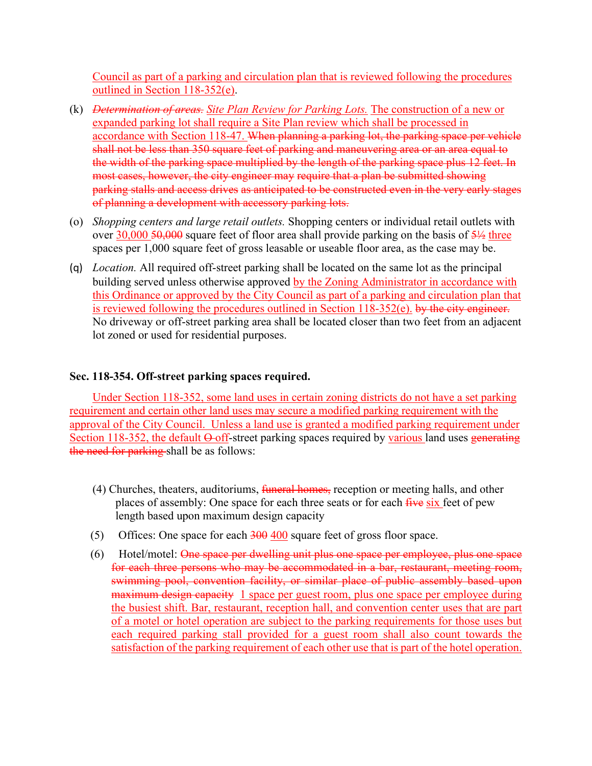Council as part of a parking and circulation plan that is reviewed following the procedures outlined in Section 118-352(e).

(k) ~~*Determination of areas.*~~ *Site Plan Review for Parking Lots.* The construction of a new or expanded parking lot shall require a Site Plan review which shall be processed in accordance with Section 118-47. ~~When planning a parking lot, the parking space per vehicle shall not be less than 350 square feet of parking and maneuvering area or an area equal to the width of the parking space multiplied by the length of the parking space plus 12 feet. In most cases, however, the city engineer may require that a plan be submitted showing parking stalls and access drives as anticipated to be constructed even in the very early stages of planning a development with accessory parking lots.~~

(o) *Shopping centers and large retail outlets.* Shopping centers or individual retail outlets with over 30,000 ~~50,000~~ square feet of floor area shall provide parking on the basis of ~~5½~~ three spaces per 1,000 square feet of gross leasable or useable floor area, as the case may be.

(q) *Location.* All required off-street parking shall be located on the same lot as the principal building served unless otherwise approved by the Zoning Administrator in accordance with this Ordinance or approved by the City Council as part of a parking and circulation plan that is reviewed following the procedures outlined in Section 118-352(e). ~~by the city engineer.~~ No driveway or off-street parking area shall be located closer than two feet from an adjacent lot zoned or used for residential purposes.

**Sec. 118-354. Off-street parking spaces required.**

Under Section 118-352, some land uses in certain zoning districts do not have a set parking requirement and certain other land uses may secure a modified parking requirement with the approval of the City Council. Unless a land use is granted a modified parking requirement under Section 118-352, the default ~~O~~ off-street parking spaces required by various land uses ~~generating the need for parking~~ shall be as follows:

(4) Churches, theaters, auditoriums, ~~funeral homes,~~ reception or meeting halls, and other places of assembly: One space for each three seats or for each ~~five~~ six feet of pew length based upon maximum design capacity

(5) Offices: One space for each ~~300~~ 400 square feet of gross floor space.

(6) Hotel/motel: ~~One space per dwelling unit plus one space per employee, plus one space for each three persons who may be accommodated in a bar, restaurant, meeting room, swimming pool, convention facility, or similar place of public assembly based upon maximum design capacity~~ 1 space per guest room, plus one space per employee during the busiest shift. Bar, restaurant, reception hall, and convention center uses that are part of a motel or hotel operation are subject to the parking requirements for those uses but each required parking stall provided for a guest room shall also count towards the satisfaction of the parking requirement of each other use that is part of the hotel operation.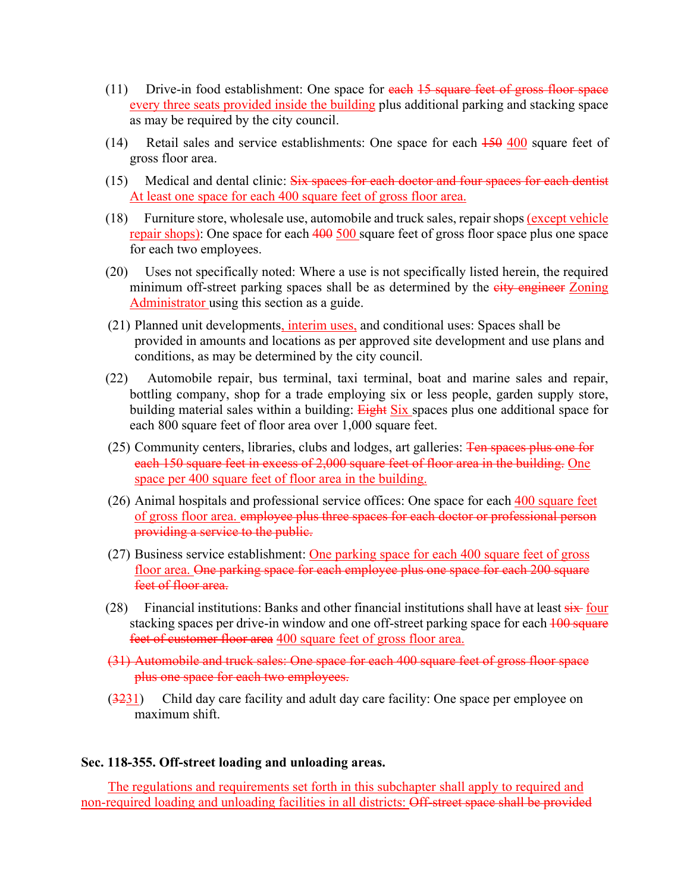(11) Drive-in food establishment: One space for ~~each 15 square feet of gross floor space~~ <u>every three seats provided inside the building</u> plus additional parking and stacking space as may be required by the city council.

(14) Retail sales and service establishments: One space for each ~~150~~ <u>400</u> square feet of gross floor area.

(15) Medical and dental clinic: ~~Six spaces for each doctor and four spaces for each dentist~~ <u>At least one space for each 400 square feet of gross floor area.</u>

(18) Furniture store, wholesale use, automobile and truck sales, repair shops <u>(except vehicle repair shops)</u>: One space for each ~~400~~ <u>500</u> square feet of gross floor space plus one space for each two employees.

(20) Uses not specifically noted: Where a use is not specifically listed herein, the required minimum off-street parking spaces shall be as determined by the ~~city engineer~~ <u>Zoning Administrator</u> using this section as a guide.

(21) Planned unit developments<u>, interim uses,</u> and conditional uses: Spaces shall be provided in amounts and locations as per approved site development and use plans and conditions, as may be determined by the city council.

(22) Automobile repair, bus terminal, taxi terminal, boat and marine sales and repair, bottling company, shop for a trade employing six or less people, garden supply store, building material sales within a building: ~~Eight~~ <u>Six</u> spaces plus one additional space for each 800 square feet of floor area over 1,000 square feet.

(25) Community centers, libraries, clubs and lodges, art galleries: ~~Ten spaces plus one for each 150 square feet in excess of 2,000 square feet of floor area in the building.~~ <u>One space per 400 square feet of floor area in the building.</u>

(26) Animal hospitals and professional service offices: One space for each <u>400 square feet of gross floor area.</u> ~~employee plus three spaces for each doctor or professional person providing a service to the public.~~

(27) Business service establishment: <u>One parking space for each 400 square feet of gross floor area.</u> ~~One parking space for each employee plus one space for each 200 square feet of floor area.~~

(28) Financial institutions: Banks and other financial institutions shall have at least ~~six~~ <u>four</u> stacking spaces per drive-in window and one off-street parking space for each ~~100 square feet of customer floor area~~ <u>400 square feet of gross floor area.</u>

~~(31) Automobile and truck sales: One space for each 400 square feet of gross floor space plus one space for each two employees.~~

(~~32~~<u>31</u>) Child day care facility and adult day care facility: One space per employee on maximum shift.

**Sec. 118-355. Off-street loading and unloading areas.**

<u>The regulations and requirements set forth in this subchapter shall apply to required and non-required loading and unloading facilities in all districts:</u> ~~Off-street space shall be provided~~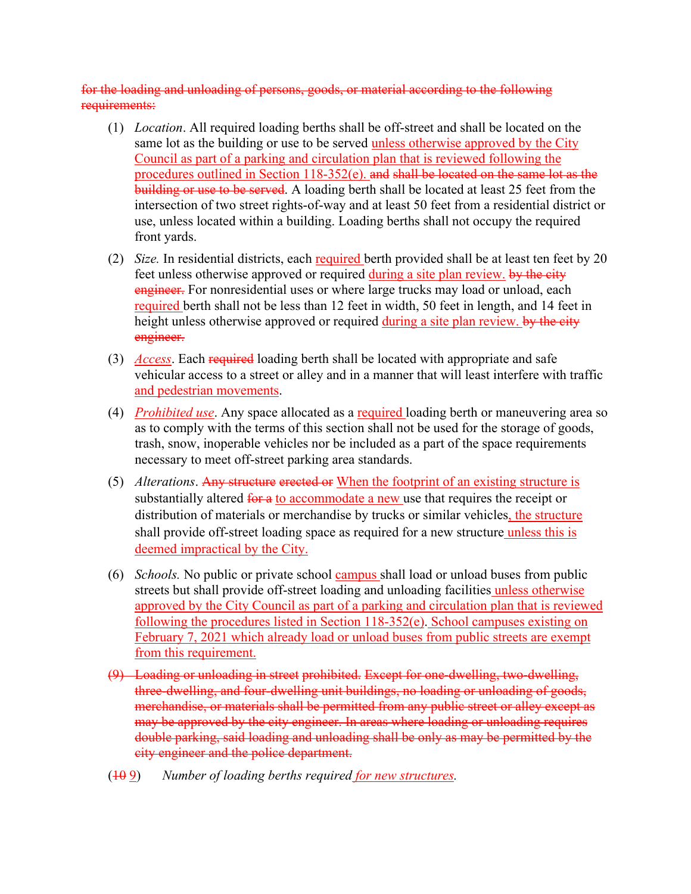~~for the loading and unloading of persons, goods, or material according to the following requirements:~~

(1) *Location*. All required loading berths shall be off-street and shall be located on the same lot as the building or use to be served <u>unless otherwise approved by the City Council as part of a parking and circulation plan that is reviewed following the procedures outlined in Section 118-352(e).</u> ~~and shall be located on the same lot as the building or use to be served~~. A loading berth shall be located at least 25 feet from the intersection of two street rights-of-way and at least 50 feet from a residential district or use, unless located within a building. Loading berths shall not occupy the required front yards.

(2) *Size.* In residential districts, each <u>required</u> berth provided shall be at least ten feet by 20 feet unless otherwise approved or required <u>during a site plan review.</u> ~~by the city engineer.~~ For nonresidential uses or where large trucks may load or unload, each <u>required</u> berth shall not be less than 12 feet in width, 50 feet in length, and 14 feet in height unless otherwise approved or required <u>during a site plan review.</u> ~~by the city engineer.~~

(3) <u>*Access*</u>. Each ~~required~~ loading berth shall be located with appropriate and safe vehicular access to a street or alley and in a manner that will least interfere with traffic <u>and pedestrian movements</u>.

(4) <u>*Prohibited use*</u>. Any space allocated as a <u>required</u> loading berth or maneuvering area so as to comply with the terms of this section shall not be used for the storage of goods, trash, snow, inoperable vehicles nor be included as a part of the space requirements necessary to meet off-street parking area standards.

(5) *Alterations*. ~~Any structure erected or~~ <u>When the footprint of an existing structure is</u> substantially altered ~~for a~~ <u>to accommodate a new</u> use that requires the receipt or distribution of materials or merchandise by trucks or similar vehicles<u>, the structure</u> shall provide off-street loading space as required for a new structure <u>unless this is deemed impractical by the City.</u>

(6) *Schools.* No public or private school <u>campus</u> shall load or unload buses from public streets but shall provide off-street loading and unloading facilities <u>unless otherwise approved by the City Council as part of a parking and circulation plan that is reviewed following the procedures listed in Section 118-352(e).</u> <u>School campuses existing on February 7, 2021 which already load or unload buses from public streets are exempt from this requirement.</u>

~~(9) Loading or unloading in street prohibited. Except for one-dwelling, two-dwelling, three-dwelling, and four-dwelling unit buildings, no loading or unloading of goods, merchandise, or materials shall be permitted from any public street or alley except as may be approved by the city engineer. In areas where loading or unloading requires double parking, said loading and unloading shall be only as may be permitted by the city engineer and the police department.~~

(~~10~~ <u>9</u>) *Number of loading berths required* <u>*for new structures.*</u>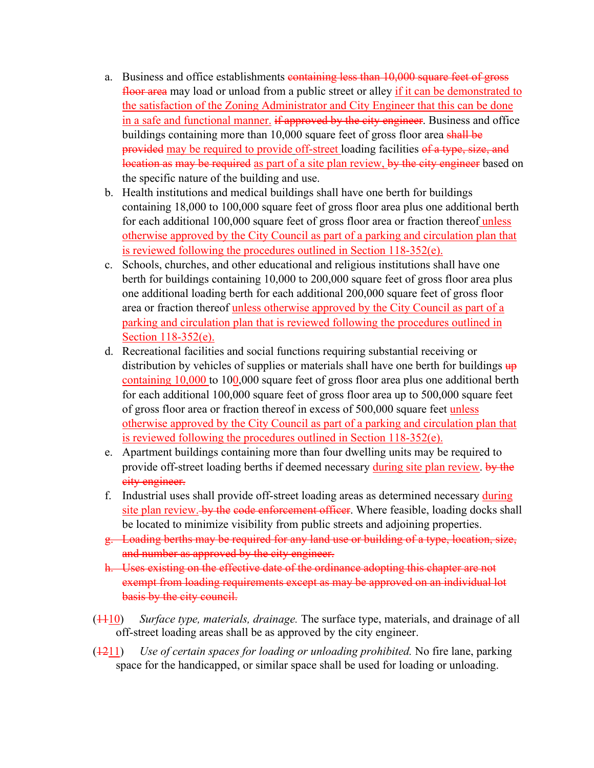a. Business and office establishments ~~containing less than 10,000 square feet of gross floor area~~ may load or unload from a public street or alley <u>if it can be demonstrated to the satisfaction of the Zoning Administrator and City Engineer that this can be done in a safe and functional manner.</u> ~~if approved by the city engineer~~. Business and office buildings containing more than 10,000 square feet of gross floor area ~~shall be provided~~ <u>may be required to provide off-street</u> loading facilities ~~of a type, size, and location as~~ ~~may be required~~ <u>as part of a site plan review,</u> ~~by the city engineer~~ based on the specific nature of the building and use.

b. Health institutions and medical buildings shall have one berth for buildings containing 18,000 to 100,000 square feet of gross floor area plus one additional berth for each additional 100,000 square feet of gross floor area or fraction thereof <u>unless otherwise approved by the City Council as part of a parking and circulation plan that is reviewed following the procedures outlined in Section 118-352(e).</u>

c. Schools, churches, and other educational and religious institutions shall have one berth for buildings containing 10,000 to 200,000 square feet of gross floor area plus one additional loading berth for each additional 200,000 square feet of gross floor area or fraction thereof <u>unless otherwise approved by the City Council as part of a parking and circulation plan that is reviewed following the procedures outlined in Section 118-352(e).</u>

d. Recreational facilities and social functions requiring substantial receiving or distribution by vehicles of supplies or materials shall have one berth for buildings ~~up~~ <u>containing 10,000</u> to 10<u>0</u>,000 square feet of gross floor area plus one additional berth for each additional 100,000 square feet of gross floor area up to 500,000 square feet of gross floor area or fraction thereof in excess of 500,000 square feet <u>unless otherwise approved by the City Council as part of a parking and circulation plan that is reviewed following the procedures outlined in Section 118-352(e).</u>

e. Apartment buildings containing more than four dwelling units may be required to provide off-street loading berths if deemed necessary <u>during site plan review</u>. ~~by the city engineer.~~

f. Industrial uses shall provide off-street loading areas as determined necessary <u>during site plan review.</u> ~~by the code enforcement officer~~. Where feasible, loading docks shall be located to minimize visibility from public streets and adjoining properties.

~~g. Loading berths may be required for any land use or building of a type, location, size, and number as approved by the city engineer.~~

~~h. Uses existing on the effective date of the ordinance adopting this chapter are not exempt from loading requirements except as may be approved on an individual lot basis by the city council.~~

(~~11~~<u>10</u>) *Surface type, materials, drainage.* The surface type, materials, and drainage of all off-street loading areas shall be as approved by the city engineer.

(~~12~~<u>11</u>) *Use of certain spaces for loading or unloading prohibited.* No fire lane, parking space for the handicapped, or similar space shall be used for loading or unloading.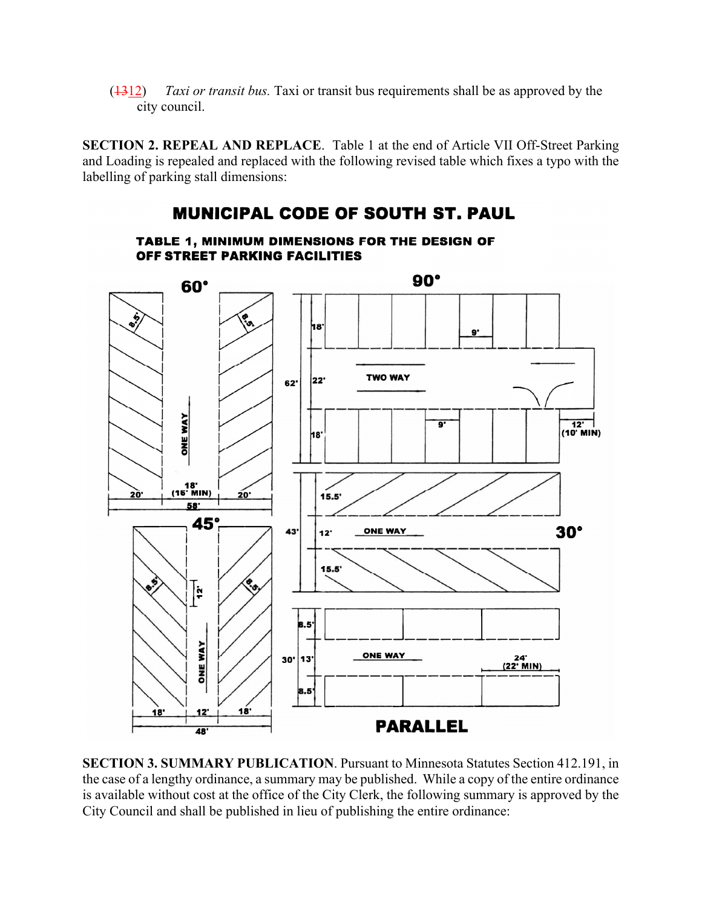(~~13~~12) *Taxi or transit bus.* Taxi or transit bus requirements shall be as approved by the city council.

**SECTION 2. REPEAL AND REPLACE**. Table 1 at the end of Article VII Off-Street Parking and Loading is repealed and replaced with the following revised table which fixes a typo with the labelling of parking stall dimensions:

**MUNICIPAL CODE OF SOUTH ST. PAUL**

**TABLE 1, MINIMUM DIMENSIONS FOR THE DESIGN OF OFF STREET PARKING FACILITIES**

60°: 8.5' stall width; 20' stall depth; 18' (16' MIN) one way aisle; 20' stall depth; 58' total

90°: 9' stall width; 18' stall depth; 22' two way aisle; 18' stall depth; 62' total; 12' (10' MIN)

45°: 8.5' stall width; 18' stall depth; 12' one way aisle; 18' stall depth; 48' total

30°: 15.5' stall depth; 12' one way aisle; 15.5' stall depth; 43' total

PARALLEL: 8.5' stall depth; 13' one way aisle; 8.5' stall depth; 30' total; 24' (22' MIN) stall length

**SECTION 3. SUMMARY PUBLICATION**. Pursuant to Minnesota Statutes Section 412.191, in the case of a lengthy ordinance, a summary may be published. While a copy of the entire ordinance is available without cost at the office of the City Clerk, the following summary is approved by the City Council and shall be published in lieu of publishing the entire ordinance: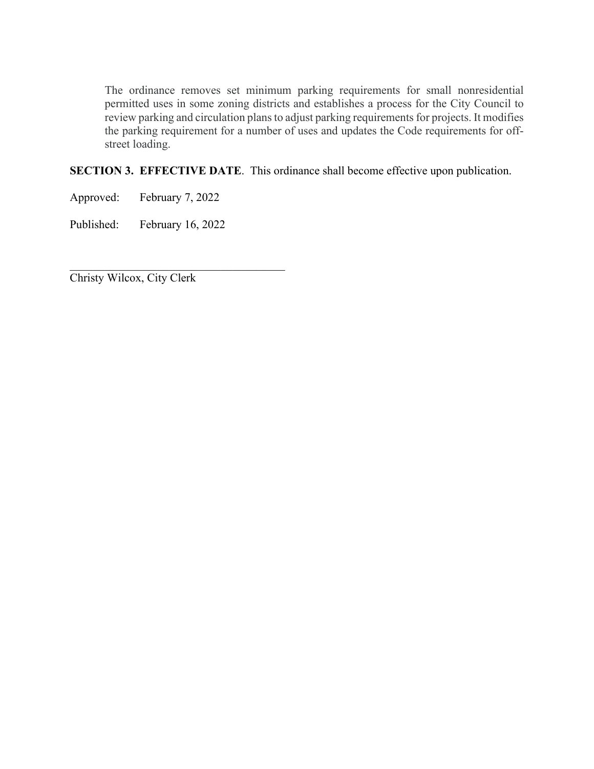The ordinance removes set minimum parking requirements for small nonresidential permitted uses in some zoning districts and establishes a process for the City Council to review parking and circulation plans to adjust parking requirements for projects. It modifies the parking requirement for a number of uses and updates the Code requirements for off-street loading.

**SECTION 3. EFFECTIVE DATE**. This ordinance shall become effective upon publication.

Approved: February 7, 2022

Published: February 16, 2022

\_\_\_\_\_\_\_\_\_\_\_\_\_\_\_\_\_\_\_\_\_\_\_\_\_\_\_\_\_\_\_\_\_\_\_\_\_\_

Christy Wilcox, City Clerk